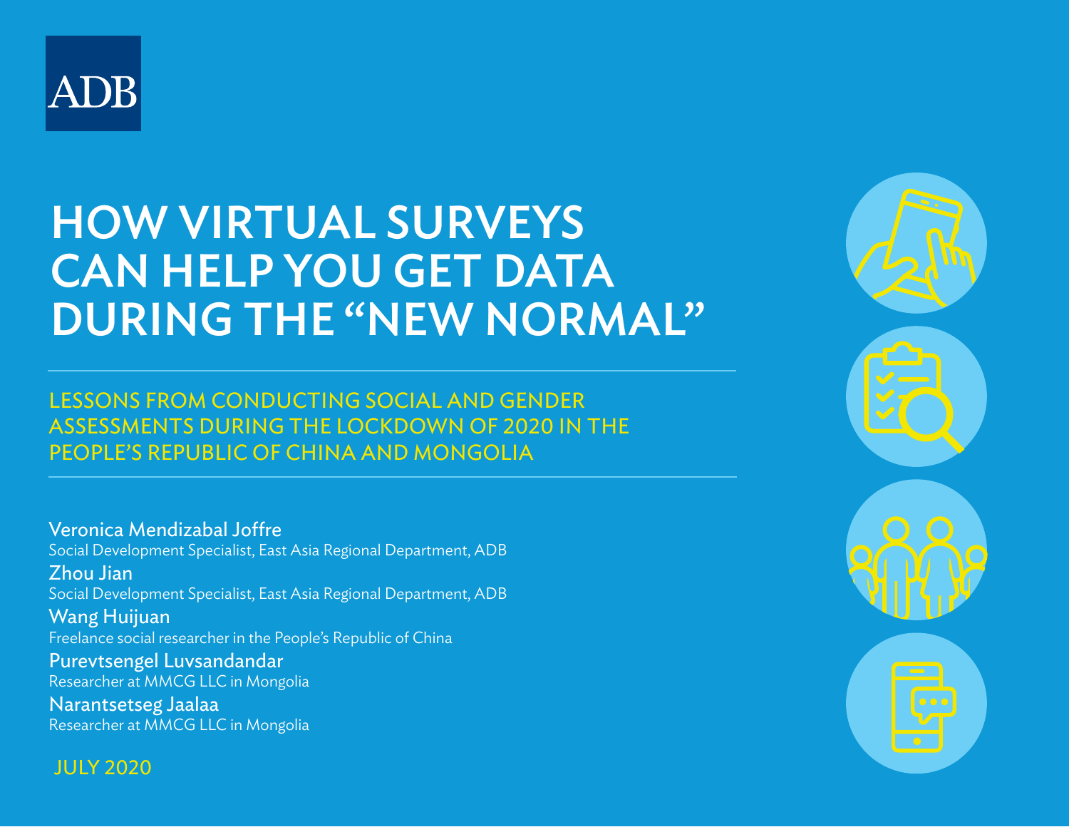ADB

# HOW VIRTUAL SURVEYS CAN HELP YOU GET DATA DURING THE "NEW NORMAL"

## LESSONS FROM CONDUCTING SOCIAL AND GENDER ASSESSMENTS DURING THE LOCKDOWN OF 2020 IN THE PEOPLE'S REPUBLIC OF CHINA AND MONGOLIA

Veronica Mendizabal Joffre
Social Development Specialist, East Asia Regional Department, ADB

Zhou Jian
Social Development Specialist, East Asia Regional Department, ADB

Wang Huijuan
Freelance social researcher in the People's Republic of China

Purevtsengel Luvsandandar
Researcher at MMCG LLC in Mongolia

Narantsetseg Jaalaa
Researcher at MMCG LLC in Mongolia

JULY 2020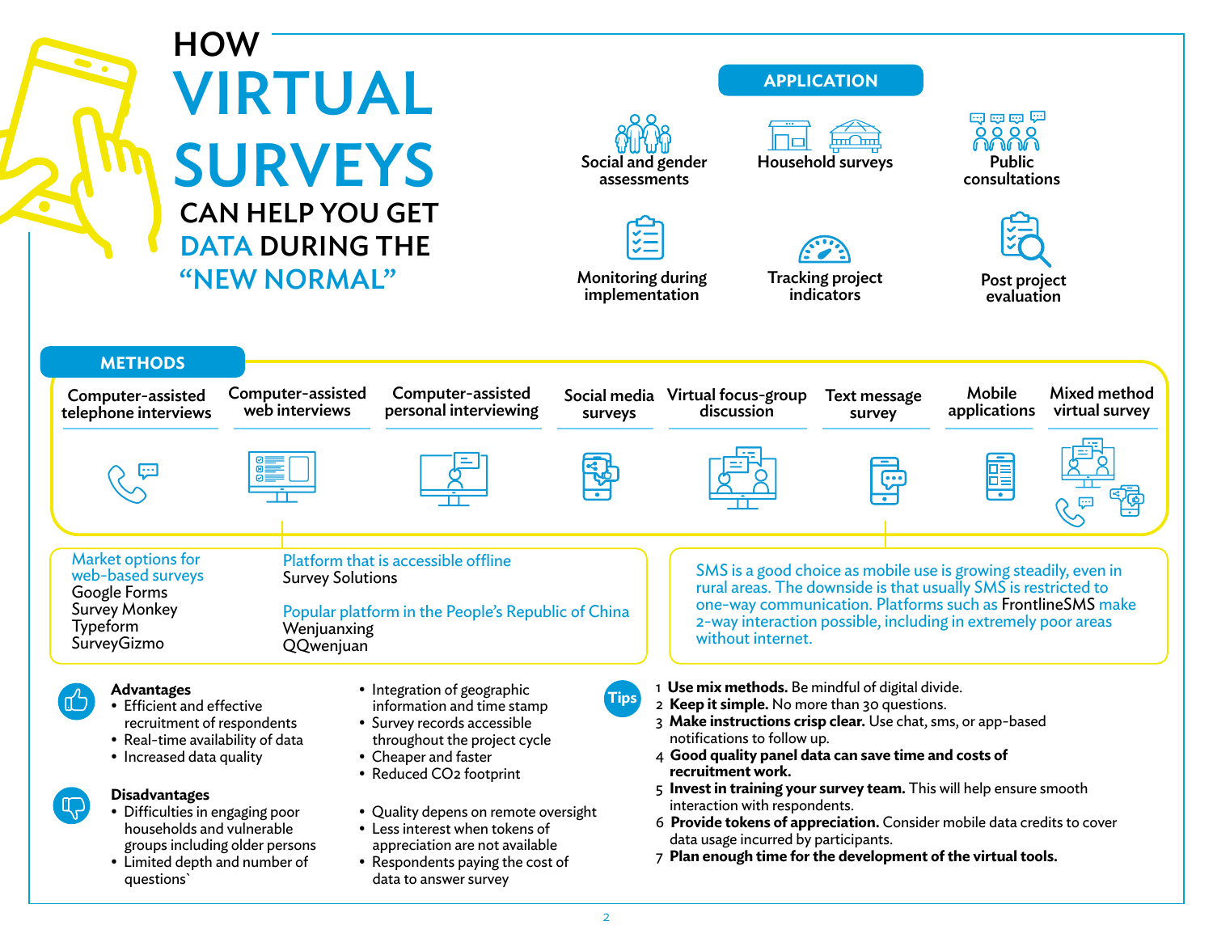# HOW VIRTUAL SURVEYS CAN HELP YOU GET DATA DURING THE "NEW NORMAL"

## APPLICATION

- Social and gender assessments
- Household surveys
- Public consultations
- Monitoring during implementation
- Tracking project indicators
- Post project evaluation

## METHODS

- Computer-assisted telephone interviews
- Computer-assisted web interviews
- Computer-assisted personal interviewing
- Social media surveys
- Virtual focus-group discussion
- Text message survey
- Mobile applications
- Mixed method virtual survey

Market options for web-based surveys
Google Forms
Survey Monkey
Typeform
SurveyGizmo

Platform that is accessible offline
Survey Solutions

Popular platform in the People's Republic of China
Wenjuanxing
QQwenjuan

SMS is a good choice as mobile use is growing steadily, even in rural areas. The downside is that usually SMS is restricted to one-way communication. Platforms such as FrontlineSMS make 2-way interaction possible, including in extremely poor areas without internet.

### Advantages

- Efficient and effective recruitment of respondents
- Real-time availability of data
- Increased data quality
- Integration of geographic information and time stamp
- Survey records accessible throughout the project cycle
- Cheaper and faster
- Reduced $CO_2$ footprint

### Disadvantages

- Difficulties in engaging poor households and vulnerable groups including older persons
- Limited depth and number of questions`
- Quality depens on remote oversight
- Less interest when tokens of appreciation are not available
- Respondents paying the cost of data to answer survey

### Tips

1. **Use mix methods.** Be mindful of digital divide.
2. **Keep it simple.** No more than 30 questions.
3. **Make instructions crisp clear.** Use chat, sms, or app-based notifications to follow up.
4. **Good quality panel data can save time and costs of recruitment work.**
5. **Invest in training your survey team.** This will help ensure smooth interaction with respondents.
6. **Provide tokens of appreciation.** Consider mobile data credits to cover data usage incurred by participants.
7. **Plan enough time for the development of the virtual tools.**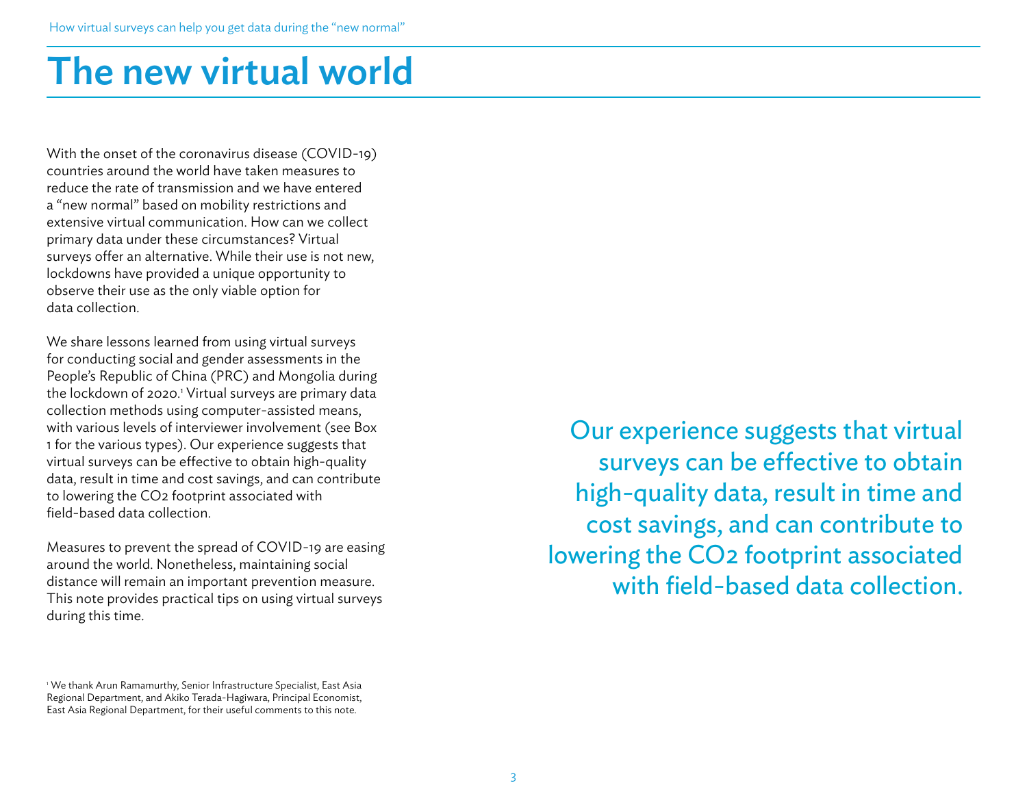# The new virtual world

With the onset of the coronavirus disease (COVID-19) countries around the world have taken measures to reduce the rate of transmission and we have entered a "new normal" based on mobility restrictions and extensive virtual communication. How can we collect primary data under these circumstances? Virtual surveys offer an alternative. While their use is not new, lockdowns have provided a unique opportunity to observe their use as the only viable option for data collection.

We share lessons learned from using virtual surveys for conducting social and gender assessments in the People's Republic of China (PRC) and Mongolia during the lockdown of 2020.[1] Virtual surveys are primary data collection methods using computer-assisted means, with various levels of interviewer involvement (see Box 1 for the various types). Our experience suggests that virtual surveys can be effective to obtain high-quality data, result in time and cost savings, and can contribute to lowering the $CO_2$ footprint associated with field-based data collection.

Measures to prevent the spread of COVID-19 are easing around the world. Nonetheless, maintaining social distance will remain an important prevention measure. This note provides practical tips on using virtual surveys during this time.

> Our experience suggests that virtual surveys can be effective to obtain high-quality data, result in time and cost savings, and can contribute to lowering the $CO_2$ footprint associated with field-based data collection.

[1] We thank Arun Ramamurthy, Senior Infrastructure Specialist, East Asia Regional Department, and Akiko Terada-Hagiwara, Principal Economist, East Asia Regional Department, for their useful comments to this note.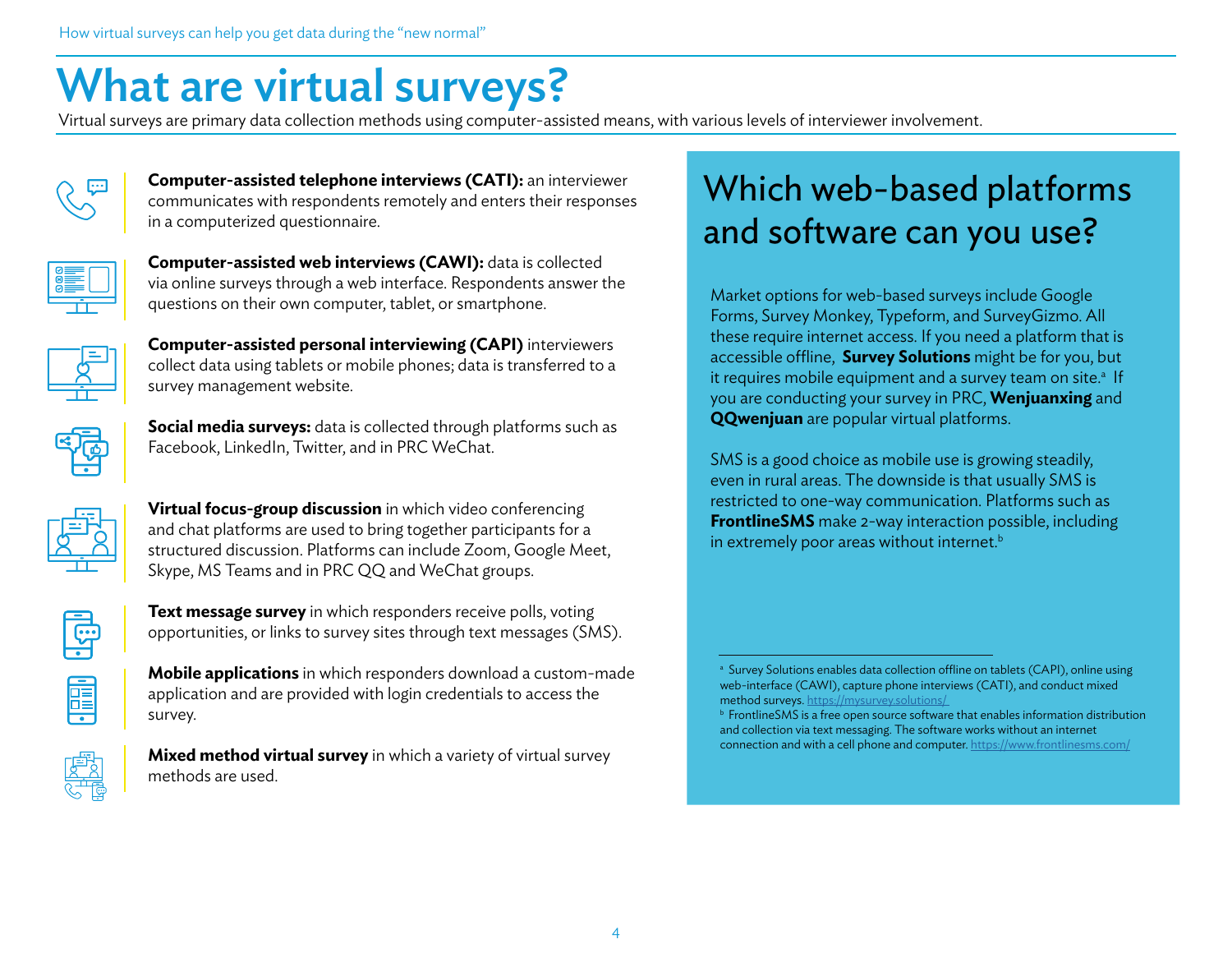# What are virtual surveys?

Virtual surveys are primary data collection methods using computer-assisted means, with various levels of interviewer involvement.

**Computer-assisted telephone interviews (CATI):** an interviewer communicates with respondents remotely and enters their responses in a computerized questionnaire.

**Computer-assisted web interviews (CAWI):** data is collected via online surveys through a web interface. Respondents answer the questions on their own computer, tablet, or smartphone.

**Computer-assisted personal interviewing (CAPI)** interviewers collect data using tablets or mobile phones; data is transferred to a survey management website.

**Social media surveys:** data is collected through platforms such as Facebook, LinkedIn, Twitter, and in PRC WeChat.

**Virtual focus-group discussion** in which video conferencing and chat platforms are used to bring together participants for a structured discussion. Platforms can include Zoom, Google Meet, Skype, MS Teams and in PRC QQ and WeChat groups.

**Text message survey** in which responders receive polls, voting opportunities, or links to survey sites through text messages (SMS).

**Mobile applications** in which responders download a custom-made application and are provided with login credentials to access the survey.

**Mixed method virtual survey** in which a variety of virtual survey methods are used.

## Which web-based platforms and software can you use?

Market options for web-based surveys include Google Forms, Survey Monkey, Typeform, and SurveyGizmo. All these require internet access. If you need a platform that is accessible offline, **Survey Solutions** might be for you, but it requires mobile equipment and a survey team on site.[a] If you are conducting your survey in PRC, **Wenjuanxing** and **QQwenjuan** are popular virtual platforms.

SMS is a good choice as mobile use is growing steadily, even in rural areas. The downside is that usually SMS is restricted to one-way communication. Platforms such as **FrontlineSMS** make 2-way interaction possible, including in extremely poor areas without internet.[b]

[a] Survey Solutions enables data collection offline on tablets (CAPI), online using web-interface (CAWI), capture phone interviews (CATI), and conduct mixed method surveys. https://mysurvey.solutions/

[b] FrontlineSMS is a free open source software that enables information distribution and collection via text messaging. The software works without an internet connection and with a cell phone and computer. https://www.frontlinesms.com/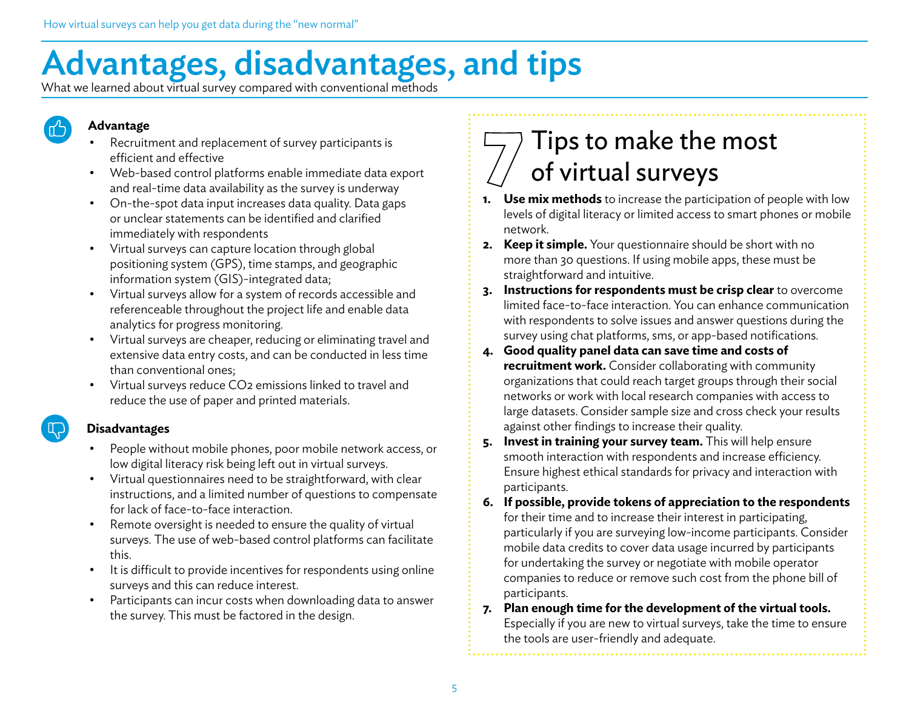# Advantages, disadvantages, and tips

What we learned about virtual survey compared with conventional methods

### Advantage

- Recruitment and replacement of survey participants is efficient and effective
- Web-based control platforms enable immediate data export and real-time data availability as the survey is underway
- On-the-spot data input increases data quality. Data gaps or unclear statements can be identified and clarified immediately with respondents
- Virtual surveys can capture location through global positioning system (GPS), time stamps, and geographic information system (GIS)-integrated data;
- Virtual surveys allow for a system of records accessible and referenceable throughout the project life and enable data analytics for progress monitoring.
- Virtual surveys are cheaper, reducing or eliminating travel and extensive data entry costs, and can be conducted in less time than conventional ones;
- Virtual surveys reduce $CO_2$ emissions linked to travel and reduce the use of paper and printed materials.

### Disadvantages

- People without mobile phones, poor mobile network access, or low digital literacy risk being left out in virtual surveys.
- Virtual questionnaires need to be straightforward, with clear instructions, and a limited number of questions to compensate for lack of face-to-face interaction.
- Remote oversight is needed to ensure the quality of virtual surveys. The use of web-based control platforms can facilitate this.
- It is difficult to provide incentives for respondents using online surveys and this can reduce interest.
- Participants can incur costs when downloading data to answer the survey. This must be factored in the design.

## 7 Tips to make the most of virtual surveys

1. **Use mix methods** to increase the participation of people with low levels of digital literacy or limited access to smart phones or mobile network.
2. **Keep it simple.** Your questionnaire should be short with no more than 30 questions. If using mobile apps, these must be straightforward and intuitive.
3. **Instructions for respondents must be crisp clear** to overcome limited face-to-face interaction. You can enhance communication with respondents to solve issues and answer questions during the survey using chat platforms, sms, or app-based notifications.
4. **Good quality panel data can save time and costs of recruitment work.** Consider collaborating with community organizations that could reach target groups through their social networks or work with local research companies with access to large datasets. Consider sample size and cross check your results against other findings to increase their quality.
5. **Invest in training your survey team.** This will help ensure smooth interaction with respondents and increase efficiency. Ensure highest ethical standards for privacy and interaction with participants.
6. **If possible, provide tokens of appreciation to the respondents** for their time and to increase their interest in participating, particularly if you are surveying low-income participants. Consider mobile data credits to cover data usage incurred by participants for undertaking the survey or negotiate with mobile operator companies to reduce or remove such cost from the phone bill of participants.
7. **Plan enough time for the development of the virtual tools.** Especially if you are new to virtual surveys, take the time to ensure the tools are user-friendly and adequate.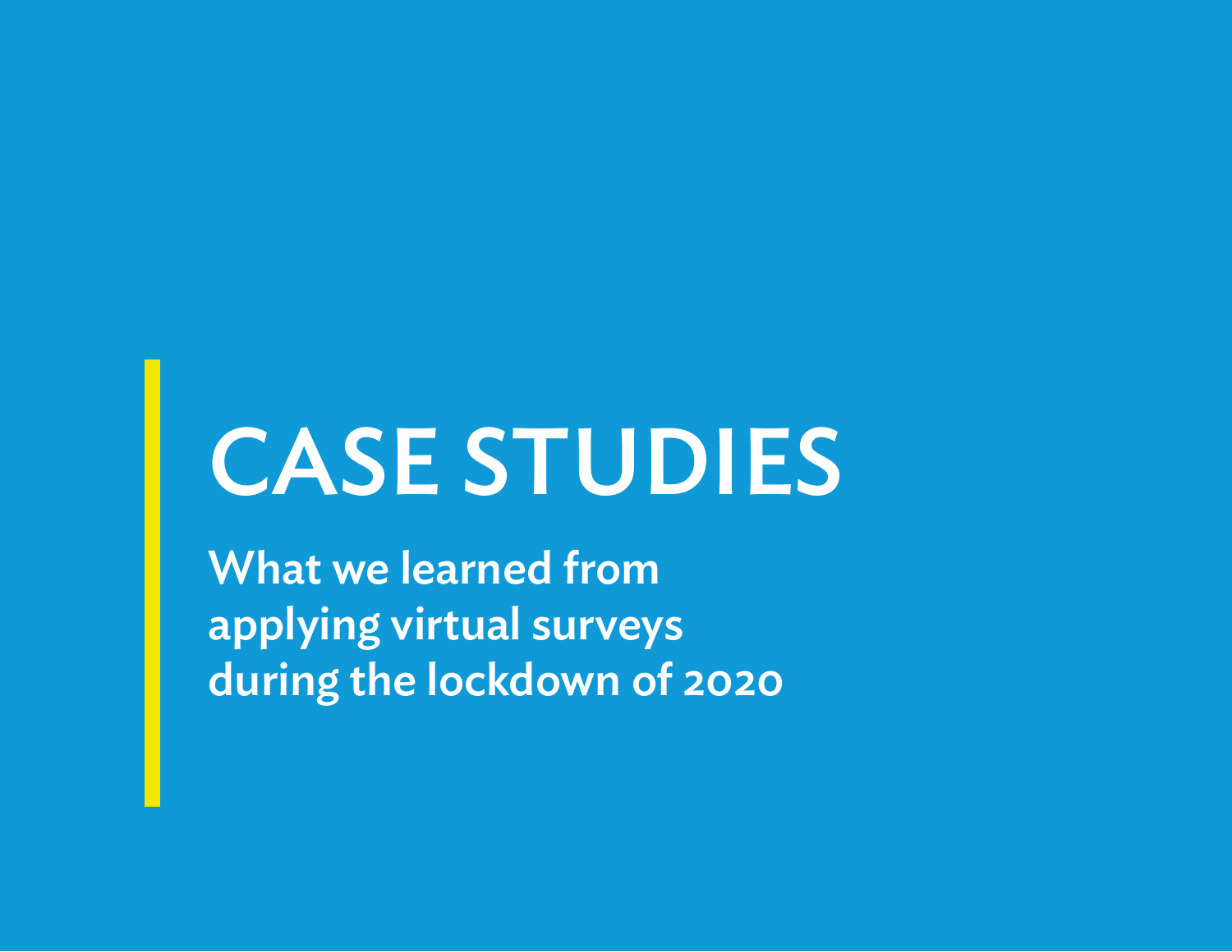# CASE STUDIES

**What we learned from applying virtual surveys during the lockdown of 2020**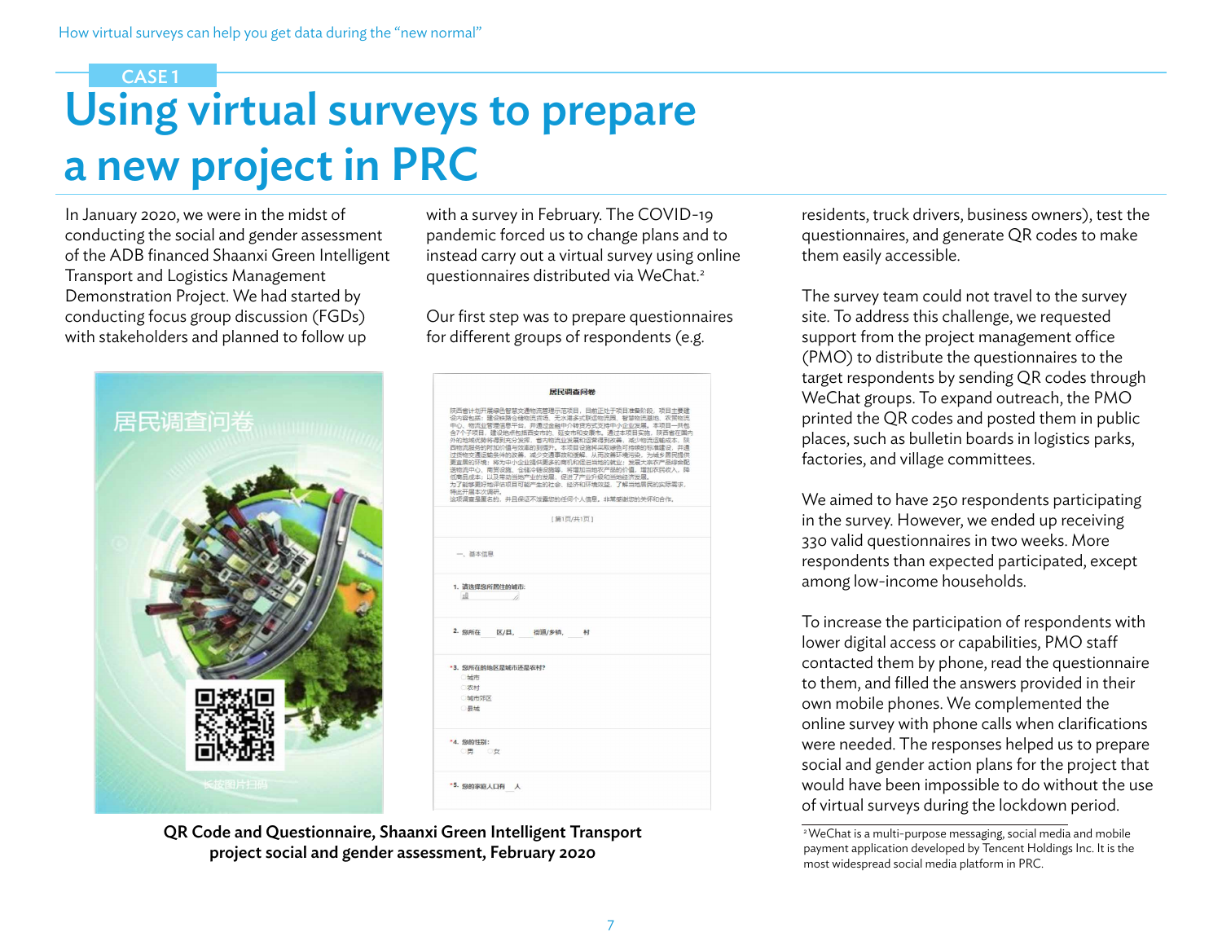CASE 1

# Using virtual surveys to prepare a new project in PRC

In January 2020, we were in the midst of conducting the social and gender assessment of the ADB financed Shaanxi Green Intelligent Transport and Logistics Management Demonstration Project. We had started by conducting focus group discussion (FGDs) with stakeholders and planned to follow up with a survey in February. The COVID-19 pandemic forced us to change plans and to instead carry out a virtual survey using online questionnaires distributed via WeChat.[2]

Our first step was to prepare questionnaires for different groups of respondents (e.g. residents, truck drivers, business owners), test the questionnaires, and generate QR codes to make them easily accessible.

The survey team could not travel to the survey site. To address this challenge, we requested support from the project management office (PMO) to distribute the questionnaires to the target respondents by sending QR codes through WeChat groups. To expand outreach, the PMO printed the QR codes and posted them in public places, such as bulletin boards in logistics parks, factories, and village committees.

We aimed to have 250 respondents participating in the survey. However, we ended up receiving 330 valid questionnaires in two weeks. More respondents than expected participated, except among low-income households.

To increase the participation of respondents with lower digital access or capabilities, PMO staff contacted them by phone, read the questionnaire to them, and filled the answers provided in their own mobile phones. We complemented the online survey with phone calls when clarifications were needed. The responses helped us to prepare social and gender action plans for the project that would have been impossible to do without the use of virtual surveys during the lockdown period.

**QR Code and Questionnaire, Shaanxi Green Intelligent Transport project social and gender assessment, February 2020**

[2] WeChat is a multi-purpose messaging, social media and mobile payment application developed by Tencent Holdings Inc. It is the most widespread social media platform in PRC.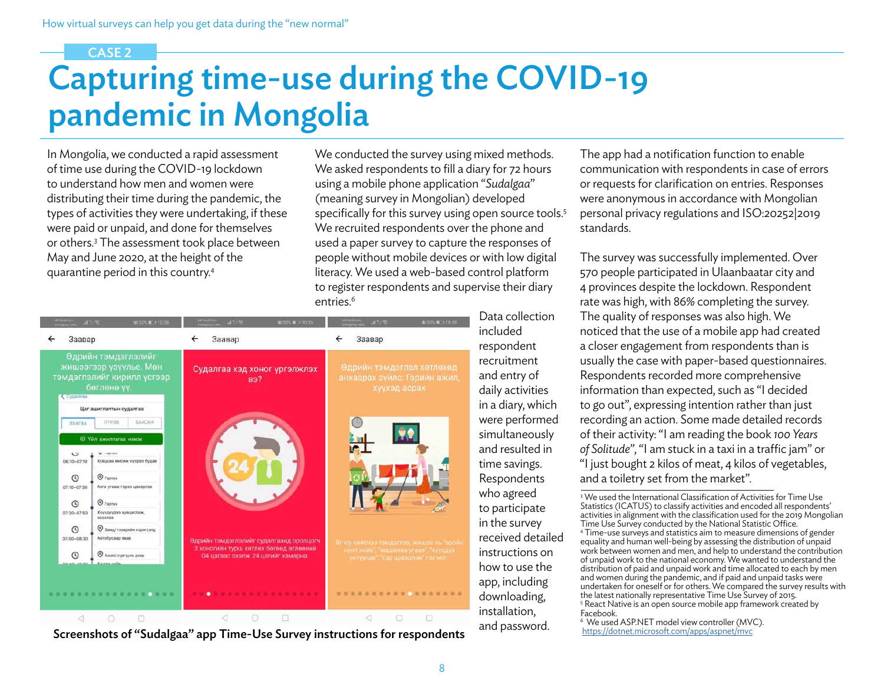CASE 2

# Capturing time-use during the COVID-19 pandemic in Mongolia

In Mongolia, we conducted a rapid assessment of time use during the COVID-19 lockdown to understand how men and women were distributing their time during the pandemic, the types of activities they were undertaking, if these were paid or unpaid, and done for themselves or others.[3] The assessment took place between May and June 2020, at the height of the quarantine period in this country.[4]

We conducted the survey using mixed methods. We asked respondents to fill a diary for 72 hours using a mobile phone application "*Sudalgaa*" (meaning survey in Mongolian) developed specifically for this survey using open source tools.[5] We recruited respondents over the phone and used a paper survey to capture the responses of people without mobile devices or with low digital literacy. We used a web-based control platform to register respondents and supervise their diary entries.[6]

Screenshots of "Sudalgaa" app Time-Use Survey instructions for respondents

Data collection included respondent recruitment and entry of daily activities in a diary, which were performed simultaneously and resulted in time savings. Respondents who agreed to participate in the survey received detailed instructions on how to use the app, including downloading, installation, and password.

The app had a notification function to enable communication with respondents in case of errors or requests for clarification on entries. Responses were anonymous in accordance with Mongolian personal privacy regulations and ISO:20252|2019 standards.

The survey was successfully implemented. Over 570 people participated in Ulaanbaatar city and 4 provinces despite the lockdown. Respondent rate was high, with 86% completing the survey. The quality of responses was also high. We noticed that the use of a mobile app had created a closer engagement from respondents than is usually the case with paper-based questionnaires. Respondents recorded more comprehensive information than expected, such as "I decided to go out", expressing intention rather than just recording an action. Some made detailed records of their activity: "I am reading the book *100 Years of Solitude*", "I am stuck in a taxi in a traffic jam" or "I just bought 2 kilos of meat, 4 kilos of vegetables, and a toiletry set from the market".

---

[3] We used the International Classification of Activities for Time Use Statistics (ICATUS) to classify activities and encoded all respondents' activities in alignment with the classification used for the 2019 Mongolian Time Use Survey conducted by the National Statistic Office.

[4] Time-use surveys and statistics aim to measure dimensions of gender equality and human well-being by assessing the distribution of unpaid work between women and men, and help to understand the contribution of unpaid work to the national economy. We wanted to understand the distribution of paid and unpaid work and time allocated to each by men and women during the pandemic, and if paid and unpaid tasks were undertaken for oneself or for others. We compared the survey results with the latest nationally representative Time Use Survey of 2015.

[5] React Native is an open source mobile app framework created by Facebook.

[6] We used ASP.NET model view controller (MVC). https://dotnet.microsoft.com/apps/aspnet/mvc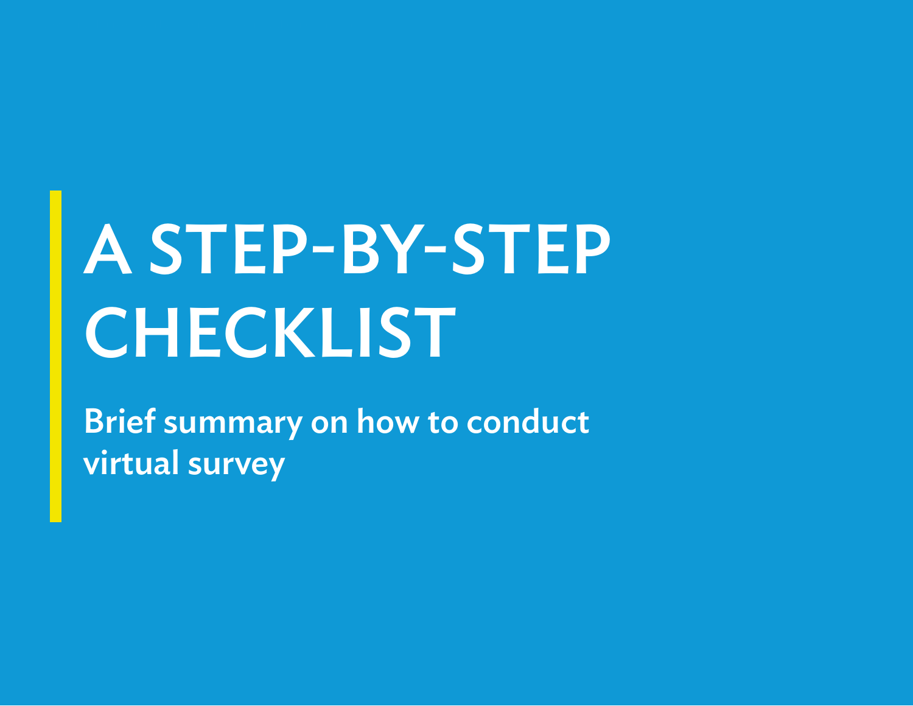# A STEP-BY-STEP CHECKLIST

**Brief summary on how to conduct virtual survey**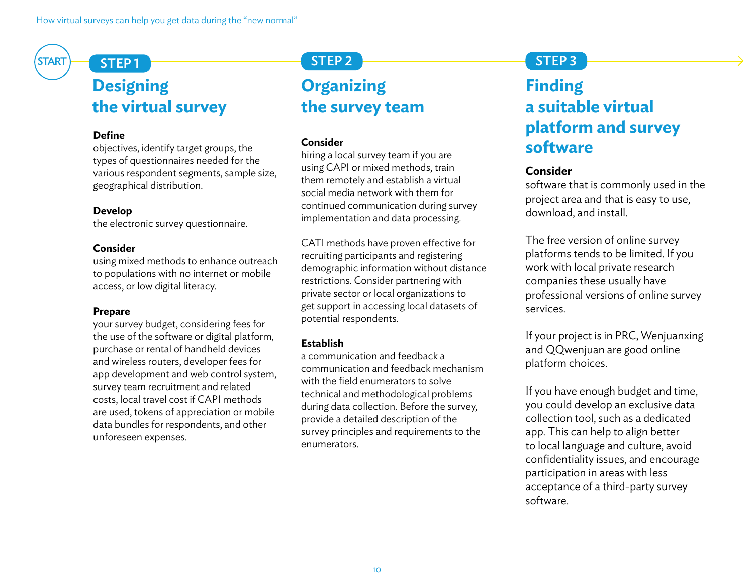START

## STEP 1

## Designing the virtual survey

**Define**
objectives, identify target groups, the types of questionnaires needed for the various respondent segments, sample size, geographical distribution.

**Develop**
the electronic survey questionnaire.

**Consider**
using mixed methods to enhance outreach to populations with no internet or mobile access, or low digital literacy.

**Prepare**
your survey budget, considering fees for the use of the software or digital platform, purchase or rental of handheld devices and wireless routers, developer fees for app development and web control system, survey team recruitment and related costs, local travel cost if CAPI methods are used, tokens of appreciation or mobile data bundles for respondents, and other unforeseen expenses.

## STEP 2

## Organizing the survey team

**Consider**
hiring a local survey team if you are using CAPI or mixed methods, train them remotely and establish a virtual social media network with them for continued communication during survey implementation and data processing.

CATI methods have proven effective for recruiting participants and registering demographic information without distance restrictions. Consider partnering with private sector or local organizations to get support in accessing local datasets of potential respondents.

**Establish**
a communication and feedback a communication and feedback mechanism with the field enumerators to solve technical and methodological problems during data collection. Before the survey, provide a detailed description of the survey principles and requirements to the enumerators.

## STEP 3

## Finding a suitable virtual platform and survey software

**Consider**
software that is commonly used in the project area and that is easy to use, download, and install.

The free version of online survey platforms tends to be limited. If you work with local private research companies these usually have professional versions of online survey services.

If your project is in PRC, Wenjuanxing and QQwenjuan are good online platform choices.

If you have enough budget and time, you could develop an exclusive data collection tool, such as a dedicated app. This can help to align better to local language and culture, avoid confidentiality issues, and encourage participation in areas with less acceptance of a third-party survey software.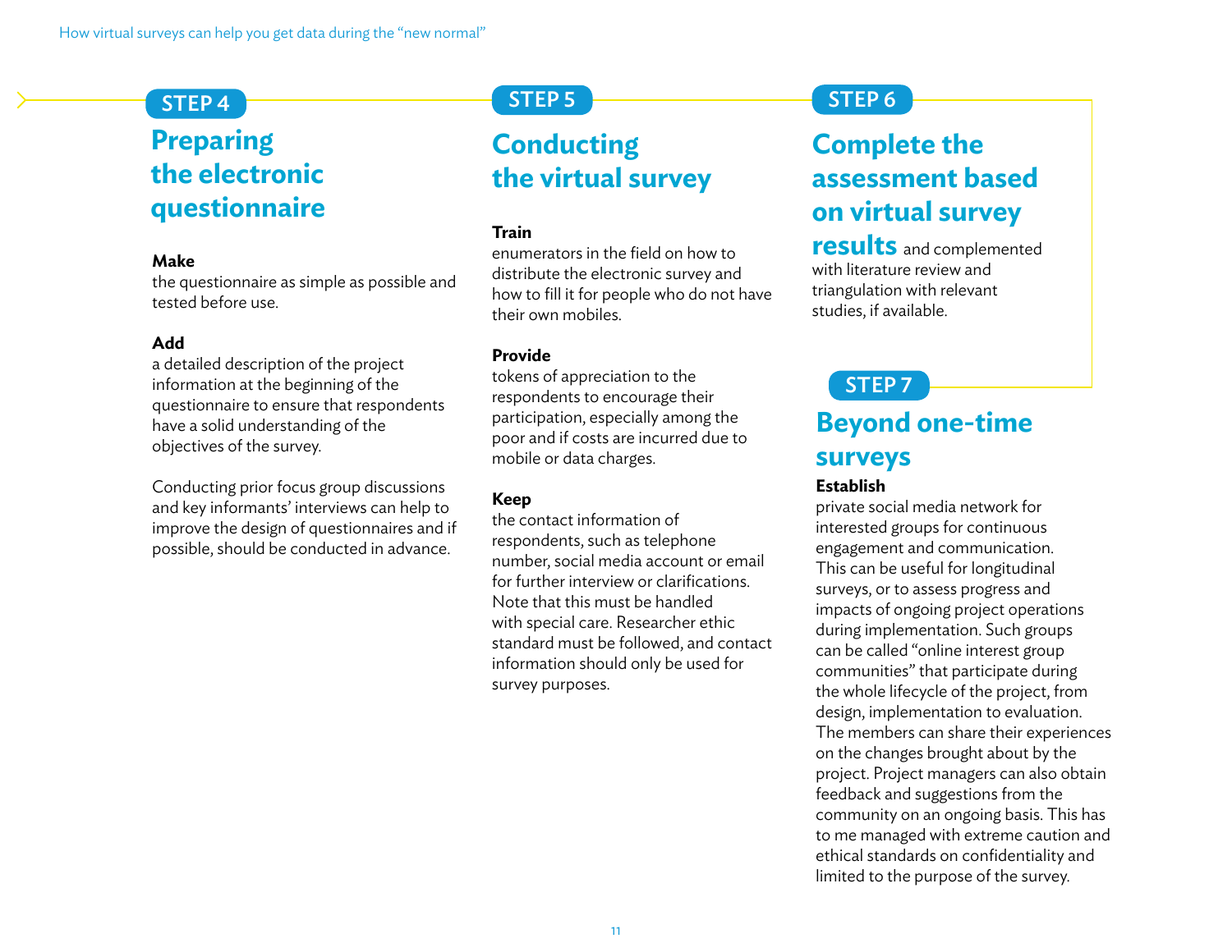## STEP 4

## Preparing the electronic questionnaire

**Make**
the questionnaire as simple as possible and tested before use.

**Add**
a detailed description of the project information at the beginning of the questionnaire to ensure that respondents have a solid understanding of the objectives of the survey.

Conducting prior focus group discussions and key informants' interviews can help to improve the design of questionnaires and if possible, should be conducted in advance.

## STEP 5

## Conducting the virtual survey

**Train**
enumerators in the field on how to distribute the electronic survey and how to fill it for people who do not have their own mobiles.

**Provide**
tokens of appreciation to the respondents to encourage their participation, especially among the poor and if costs are incurred due to mobile or data charges.

**Keep**
the contact information of respondents, such as telephone number, social media account or email for further interview or clarifications. Note that this must be handled with special care. Researcher ethic standard must be followed, and contact information should only be used for survey purposes.

## STEP 6

## Complete the assessment based on virtual survey results

and complemented with literature review and triangulation with relevant studies, if available.

## STEP 7

## Beyond one-time surveys

**Establish**
private social media network for interested groups for continuous engagement and communication. This can be useful for longitudinal surveys, or to assess progress and impacts of ongoing project operations during implementation. Such groups can be called "online interest group communities" that participate during the whole lifecycle of the project, from design, implementation to evaluation. The members can share their experiences on the changes brought about by the project. Project managers can also obtain feedback and suggestions from the community on an ongoing basis. This has to me managed with extreme caution and ethical standards on confidentiality and limited to the purpose of the survey.